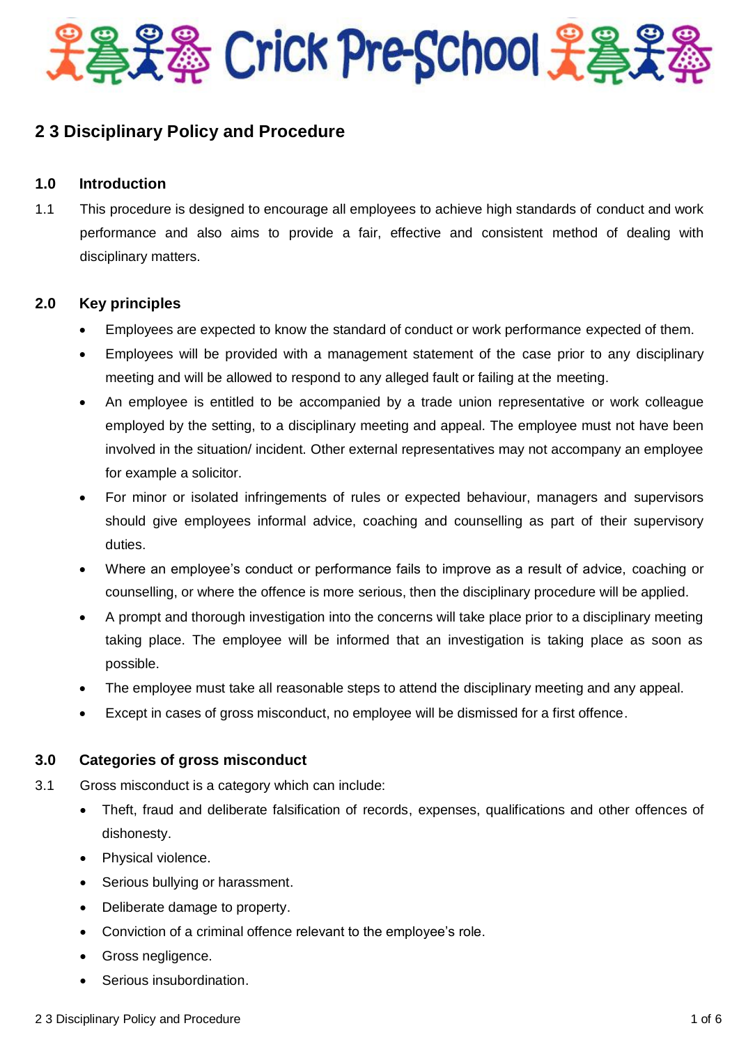# Crick Pre-School

## 2 3 Disciplinary Policy and Procedure

### 1.0 Introduction

1.1 This procedure is designed to encourage all employees to achieve high standards of conduct and work performance and also aims to provide a fair, effective and consistent method of dealing with disciplinary matters.

### 2.0 Key principles

- Employees are expected to know the standard of conduct or work performance expected of them.
- Employees will be provided with a management statement of the case prior to any disciplinary meeting and will be allowed to respond to any alleged fault or failing at the meeting.
- An employee is entitled to be accompanied by a trade union representative or work colleague employed by the setting, to a disciplinary meeting and appeal. The employee must not have been involved in the situation/ incident. Other external representatives may not accompany an employee for example a solicitor.
- For minor or isolated infringements of rules or expected behaviour, managers and supervisors should give employees informal advice, coaching and counselling as part of their supervisory duties.
- Where an employee's conduct or performance fails to improve as a result of advice, coaching or counselling, or where the offence is more serious, then the disciplinary procedure will be applied.
- A prompt and thorough investigation into the concerns will take place prior to a disciplinary meeting taking place. The employee will be informed that an investigation is taking place as soon as possible.
- The employee must take all reasonable steps to attend the disciplinary meeting and any appeal.
- Except in cases of gross misconduct, no employee will be dismissed for a first offence.

### 3.0 Categories of gross misconduct

3.1 Gross misconduct is a category which can include:

- Theft, fraud and deliberate falsification of records, expenses, qualifications and other offences of dishonesty.
- Physical violence.
- Serious bullying or harassment.
- Deliberate damage to property.
- Conviction of a criminal offence relevant to the employee's role.
- Gross negligence.
- Serious insubordination.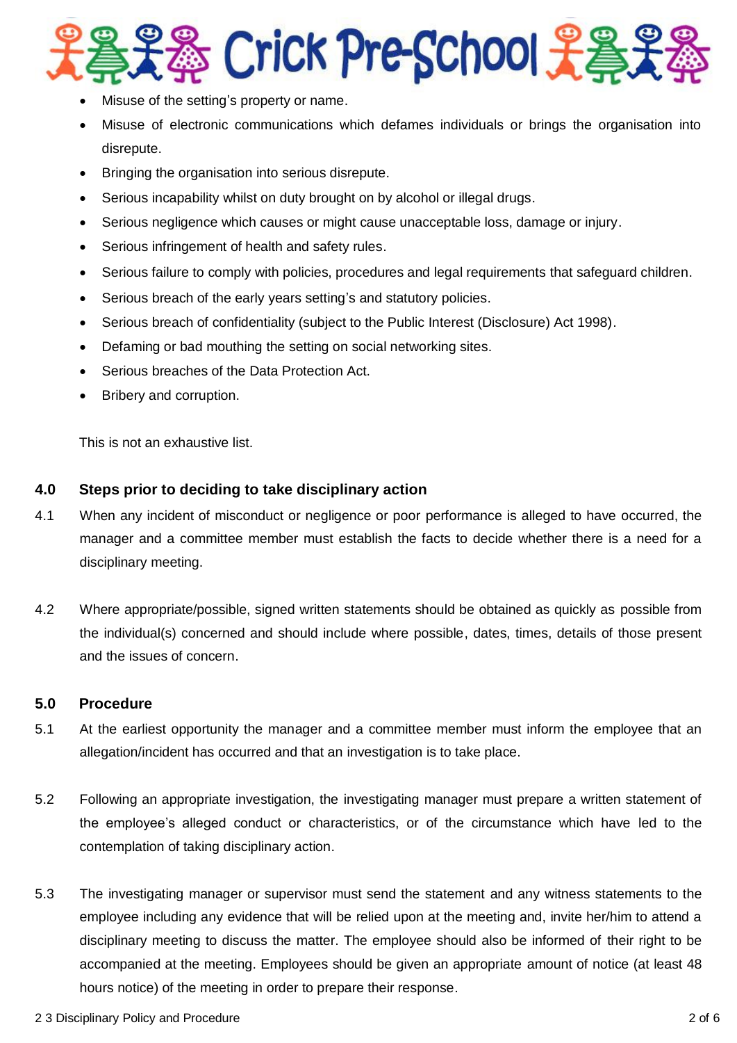- Misuse of the setting's property or name.
- Misuse of electronic communications which defames individuals or brings the organisation into disrepute.
- Bringing the organisation into serious disrepute.
- Serious incapability whilst on duty brought on by alcohol or illegal drugs.
- Serious negligence which causes or might cause unacceptable loss, damage or injury.
- Serious infringement of health and safety rules.
- Serious failure to comply with policies, procedures and legal requirements that safeguard children.
- Serious breach of the early years setting's and statutory policies.
- Serious breach of confidentiality (subject to the Public Interest (Disclosure) Act 1998).
- Defaming or bad mouthing the setting on social networking sites.
- Serious breaches of the Data Protection Act.
- Bribery and corruption.

This is not an exhaustive list.

## 4.0 Steps prior to deciding to take disciplinary action

4.1 When any incident of misconduct or negligence or poor performance is alleged to have occurred, the manager and a committee member must establish the facts to decide whether there is a need for a disciplinary meeting.

4.2 Where appropriate/possible, signed written statements should be obtained as quickly as possible from the individual(s) concerned and should include where possible, dates, times, details of those present and the issues of concern.

## 5.0 Procedure

5.1 At the earliest opportunity the manager and a committee member must inform the employee that an allegation/incident has occurred and that an investigation is to take place.

5.2 Following an appropriate investigation, the investigating manager must prepare a written statement of the employee's alleged conduct or characteristics, or of the circumstance which have led to the contemplation of taking disciplinary action.

5.3 The investigating manager or supervisor must send the statement and any witness statements to the employee including any evidence that will be relied upon at the meeting and, invite her/him to attend a disciplinary meeting to discuss the matter. The employee should also be informed of their right to be accompanied at the meeting. Employees should be given an appropriate amount of notice (at least 48 hours notice) of the meeting in order to prepare their response.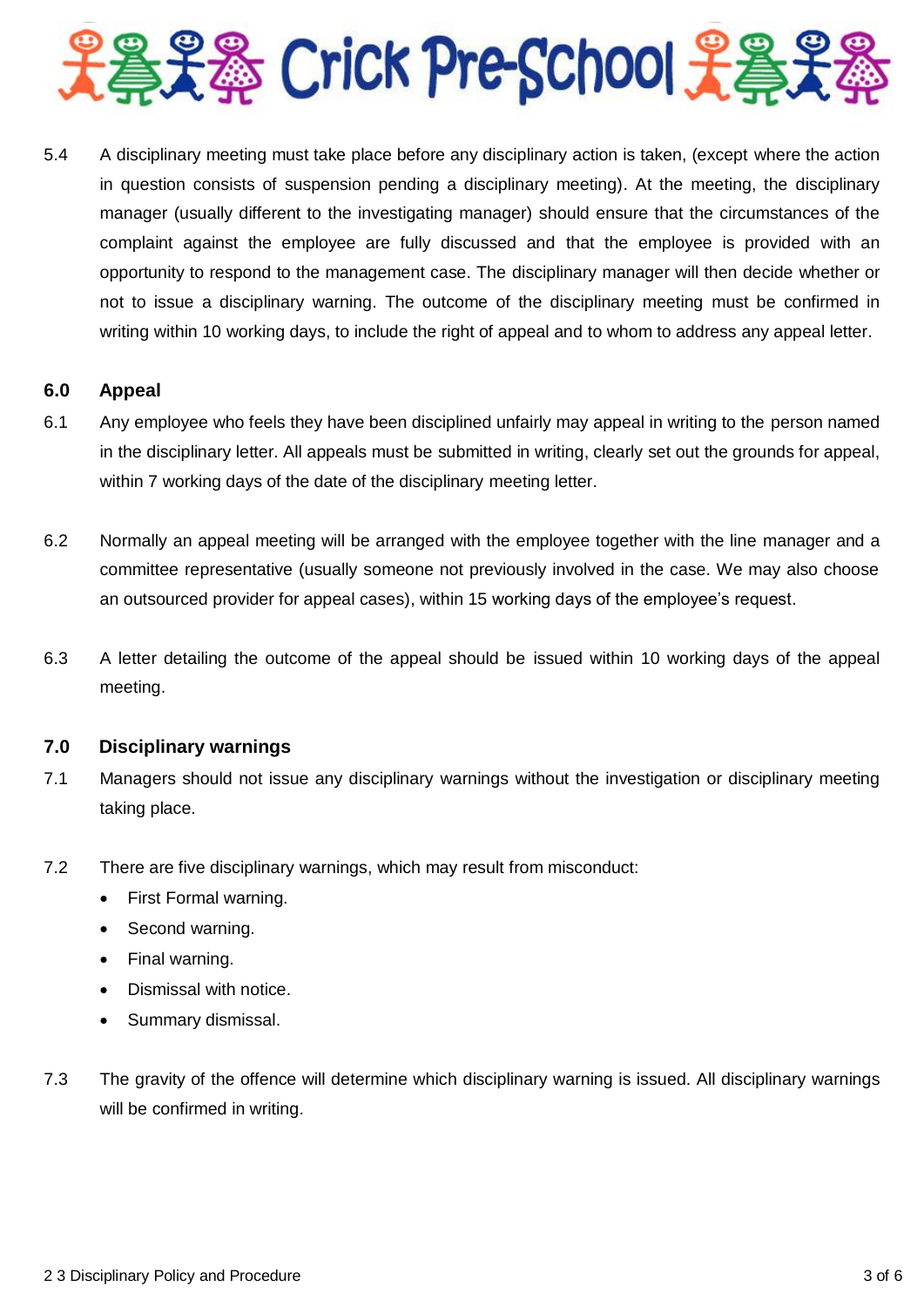5.4 A disciplinary meeting must take place before any disciplinary action is taken, (except where the action in question consists of suspension pending a disciplinary meeting). At the meeting, the disciplinary manager (usually different to the investigating manager) should ensure that the circumstances of the complaint against the employee are fully discussed and that the employee is provided with an opportunity to respond to the management case. The disciplinary manager will then decide whether or not to issue a disciplinary warning. The outcome of the disciplinary meeting must be confirmed in writing within 10 working days, to include the right of appeal and to whom to address any appeal letter.

## 6.0 Appeal

6.1 Any employee who feels they have been disciplined unfairly may appeal in writing to the person named in the disciplinary letter. All appeals must be submitted in writing, clearly set out the grounds for appeal, within 7 working days of the date of the disciplinary meeting letter.

6.2 Normally an appeal meeting will be arranged with the employee together with the line manager and a committee representative (usually someone not previously involved in the case. We may also choose an outsourced provider for appeal cases), within 15 working days of the employee's request.

6.3 A letter detailing the outcome of the appeal should be issued within 10 working days of the appeal meeting.

## 7.0 Disciplinary warnings

7.1 Managers should not issue any disciplinary warnings without the investigation or disciplinary meeting taking place.

7.2 There are five disciplinary warnings, which may result from misconduct:

- First Formal warning.
- Second warning.
- Final warning.
- Dismissal with notice.
- Summary dismissal.

7.3 The gravity of the offence will determine which disciplinary warning is issued. All disciplinary warnings will be confirmed in writing.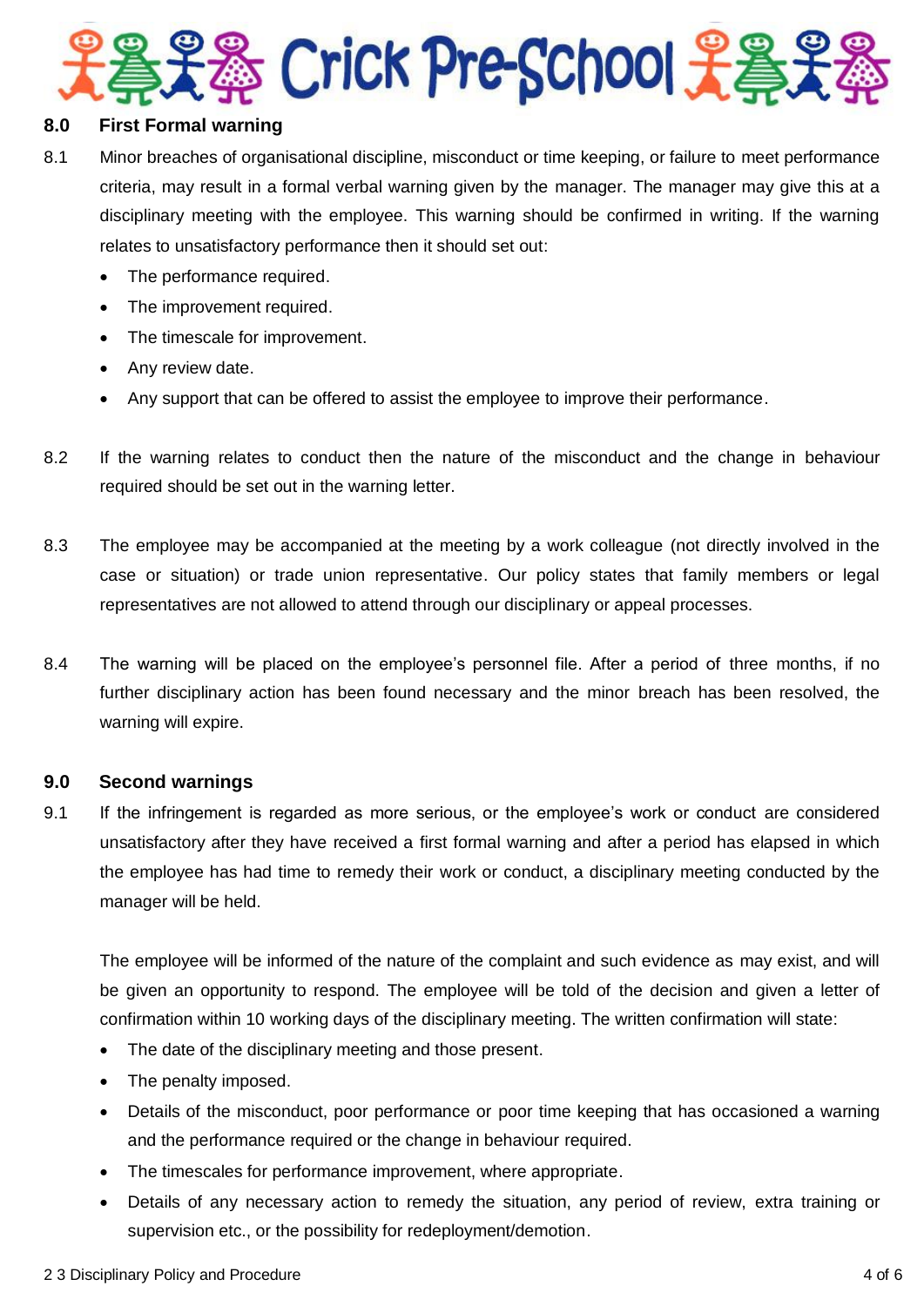## 8.0 First Formal warning

8.1 Minor breaches of organisational discipline, misconduct or time keeping, or failure to meet performance criteria, may result in a formal verbal warning given by the manager. The manager may give this at a disciplinary meeting with the employee. This warning should be confirmed in writing. If the warning relates to unsatisfactory performance then it should set out:

- The performance required.
- The improvement required.
- The timescale for improvement.
- Any review date.
- Any support that can be offered to assist the employee to improve their performance.

8.2 If the warning relates to conduct then the nature of the misconduct and the change in behaviour required should be set out in the warning letter.

8.3 The employee may be accompanied at the meeting by a work colleague (not directly involved in the case or situation) or trade union representative. Our policy states that family members or legal representatives are not allowed to attend through our disciplinary or appeal processes.

8.4 The warning will be placed on the employee's personnel file. After a period of three months, if no further disciplinary action has been found necessary and the minor breach has been resolved, the warning will expire.

## 9.0 Second warnings

9.1 If the infringement is regarded as more serious, or the employee's work or conduct are considered unsatisfactory after they have received a first formal warning and after a period has elapsed in which the employee has had time to remedy their work or conduct, a disciplinary meeting conducted by the manager will be held.

The employee will be informed of the nature of the complaint and such evidence as may exist, and will be given an opportunity to respond. The employee will be told of the decision and given a letter of confirmation within 10 working days of the disciplinary meeting. The written confirmation will state:

- The date of the disciplinary meeting and those present.
- The penalty imposed.
- Details of the misconduct, poor performance or poor time keeping that has occasioned a warning and the performance required or the change in behaviour required.
- The timescales for performance improvement, where appropriate.
- Details of any necessary action to remedy the situation, any period of review, extra training or supervision etc., or the possibility for redeployment/demotion.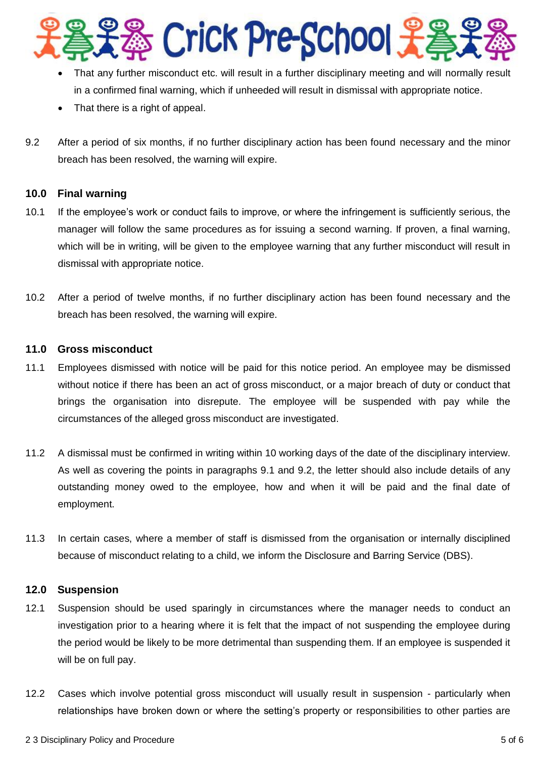- That any further misconduct etc. will result in a further disciplinary meeting and will normally result in a confirmed final warning, which if unheeded will result in dismissal with appropriate notice.
- That there is a right of appeal.

9.2 After a period of six months, if no further disciplinary action has been found necessary and the minor breach has been resolved, the warning will expire.

## 10.0 Final warning

10.1 If the employee's work or conduct fails to improve, or where the infringement is sufficiently serious, the manager will follow the same procedures as for issuing a second warning. If proven, a final warning, which will be in writing, will be given to the employee warning that any further misconduct will result in dismissal with appropriate notice.

10.2 After a period of twelve months, if no further disciplinary action has been found necessary and the breach has been resolved, the warning will expire.

## 11.0 Gross misconduct

11.1 Employees dismissed with notice will be paid for this notice period. An employee may be dismissed without notice if there has been an act of gross misconduct, or a major breach of duty or conduct that brings the organisation into disrepute. The employee will be suspended with pay while the circumstances of the alleged gross misconduct are investigated.

11.2 A dismissal must be confirmed in writing within 10 working days of the date of the disciplinary interview. As well as covering the points in paragraphs 9.1 and 9.2, the letter should also include details of any outstanding money owed to the employee, how and when it will be paid and the final date of employment.

11.3 In certain cases, where a member of staff is dismissed from the organisation or internally disciplined because of misconduct relating to a child, we inform the Disclosure and Barring Service (DBS).

## 12.0 Suspension

12.1 Suspension should be used sparingly in circumstances where the manager needs to conduct an investigation prior to a hearing where it is felt that the impact of not suspending the employee during the period would be likely to be more detrimental than suspending them. If an employee is suspended it will be on full pay.

12.2 Cases which involve potential gross misconduct will usually result in suspension - particularly when relationships have broken down or where the setting's property or responsibilities to other parties are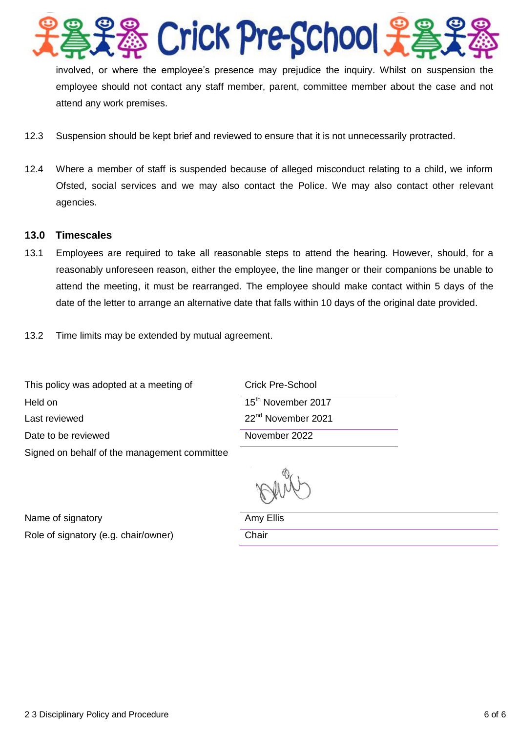involved, or where the employee's presence may prejudice the inquiry. Whilst on suspension the employee should not contact any staff member, parent, committee member about the case and not attend any work premises.

12.3 Suspension should be kept brief and reviewed to ensure that it is not unnecessarily protracted.

12.4 Where a member of staff is suspended because of alleged misconduct relating to a child, we inform Ofsted, social services and we may also contact the Police. We may also contact other relevant agencies.

## 13.0 Timescales

13.1 Employees are required to take all reasonable steps to attend the hearing. However, should, for a reasonably unforeseen reason, either the employee, the line manger or their companions be unable to attend the meeting, it must be rearranged. The employee should make contact within 5 days of the date of the letter to arrange an alternative date that falls within 10 days of the original date provided.

13.2 Time limits may be extended by mutual agreement.

| | |
|---|---|
| This policy was adopted at a meeting of | Crick Pre-School |
| Held on | 15th November 2017 |
| Last reviewed | 22nd November 2021 |
| Date to be reviewed | November 2022 |
| Signed on behalf of the management committee | |
| Name of signatory | Amy Ellis |
| Role of signatory (e.g. chair/owner) | Chair |